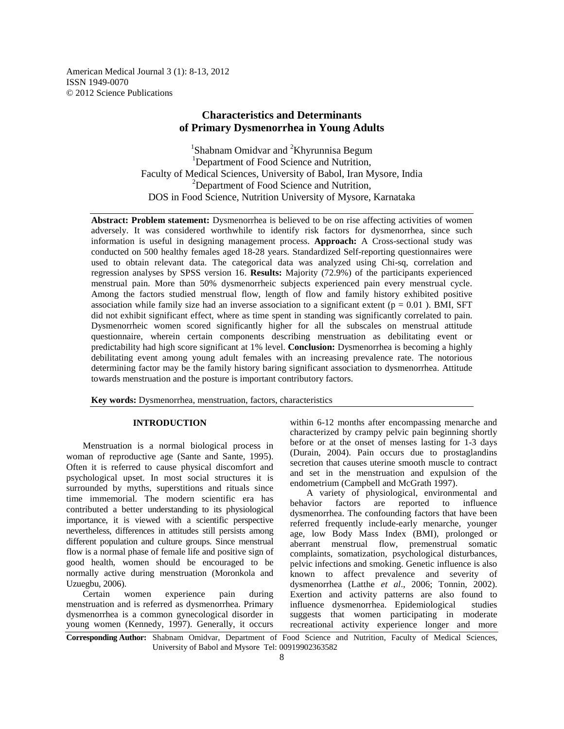# Characteristics and Determinants of Primary Dysmenorrhea in Young Adults

[1]Shabnam Omidvar and [2]Khyrunnisa Begum

[1]Department of Food Science and Nutrition,
Faculty of Medical Sciences, University of Babol, Iran Mysore, India

[2]Department of Food Science and Nutrition,
DOS in Food Science, Nutrition University of Mysore, Karnataka

**Abstract: Problem statement:** Dysmenorrhea is believed to be on rise affecting activities of women adversely. It was considered worthwhile to identify risk factors for dysmenorrhea, since such information is useful in designing management process. **Approach:** A Cross-sectional study was conducted on 500 healthy females aged 18-28 years. Standardized Self-reporting questionnaires were used to obtain relevant data. The categorical data was analyzed using Chi-sq, correlation and regression analyses by SPSS version 16. **Results:** Majority (72.9%) of the participants experienced menstrual pain. More than 50% dysmenorrheic subjects experienced pain every menstrual cycle. Among the factors studied menstrual flow, length of flow and family history exhibited positive association while family size had an inverse association to a significant extent ($p = 0.01$ ). BMI, SFT did not exhibit significant effect, where as time spent in standing was significantly correlated to pain. Dysmenorrheic women scored significantly higher for all the subscales on menstrual attitude questionnaire, wherein certain components describing menstruation as debilitating event or predictability had high score significant at 1% level. **Conclusion:** Dysmenorrhea is becoming a highly debilitating event among young adult females with an increasing prevalence rate. The notorious determining factor may be the family history baring significant association to dysmenorrhea. Attitude towards menstruation and the posture is important contributory factors.

**Key words:** Dysmenorrhea, menstruation, factors, characteristics

## INTRODUCTION

Menstruation is a normal biological process in woman of reproductive age (Sante and Sante, 1995). Often it is referred to cause physical discomfort and psychological upset. In most social structures it is surrounded by myths, superstitions and rituals since time immemorial. The modern scientific era has contributed a better understanding to its physiological importance, it is viewed with a scientific perspective nevertheless, differences in attitudes still persists among different population and culture groups. Since menstrual flow is a normal phase of female life and positive sign of good health, women should be encouraged to be normally active during menstruation (Moronkola and Uzuegbu, 2006).

Certain women experience pain during menstruation and is referred as dysmenorrhea. Primary dysmenorrhea is a common gynecological disorder in young women (Kennedy, 1997). Generally, it occurs within 6-12 months after encompassing menarche and characterized by crampy pelvic pain beginning shortly before or at the onset of menses lasting for 1-3 days (Durain, 2004). Pain occurs due to prostaglandins secretion that causes uterine smooth muscle to contract and set in the menstruation and expulsion of the endometrium (Campbell and McGrath 1997).

A variety of physiological, environmental and behavior factors are reported to influence dysmenorrhea. The confounding factors that have been referred frequently include-early menarche, younger age, low Body Mass Index (BMI), prolonged or aberrant menstrual flow, premenstrual somatic complaints, somatization, psychological disturbances, pelvic infections and smoking. Genetic influence is also known to affect prevalence and severity of dysmenorrhea (Latthe *et al*., 2006; Tonnin, 2002). Exertion and activity patterns are also found to influence dysmenorrhea. Epidemiological studies suggests that women participating in moderate recreational activity experience longer and more

**Corresponding Author:** Shabnam Omidvar, Department of Food Science and Nutrition, Faculty of Medical Sciences, University of Babol and Mysore Tel: 00919902363582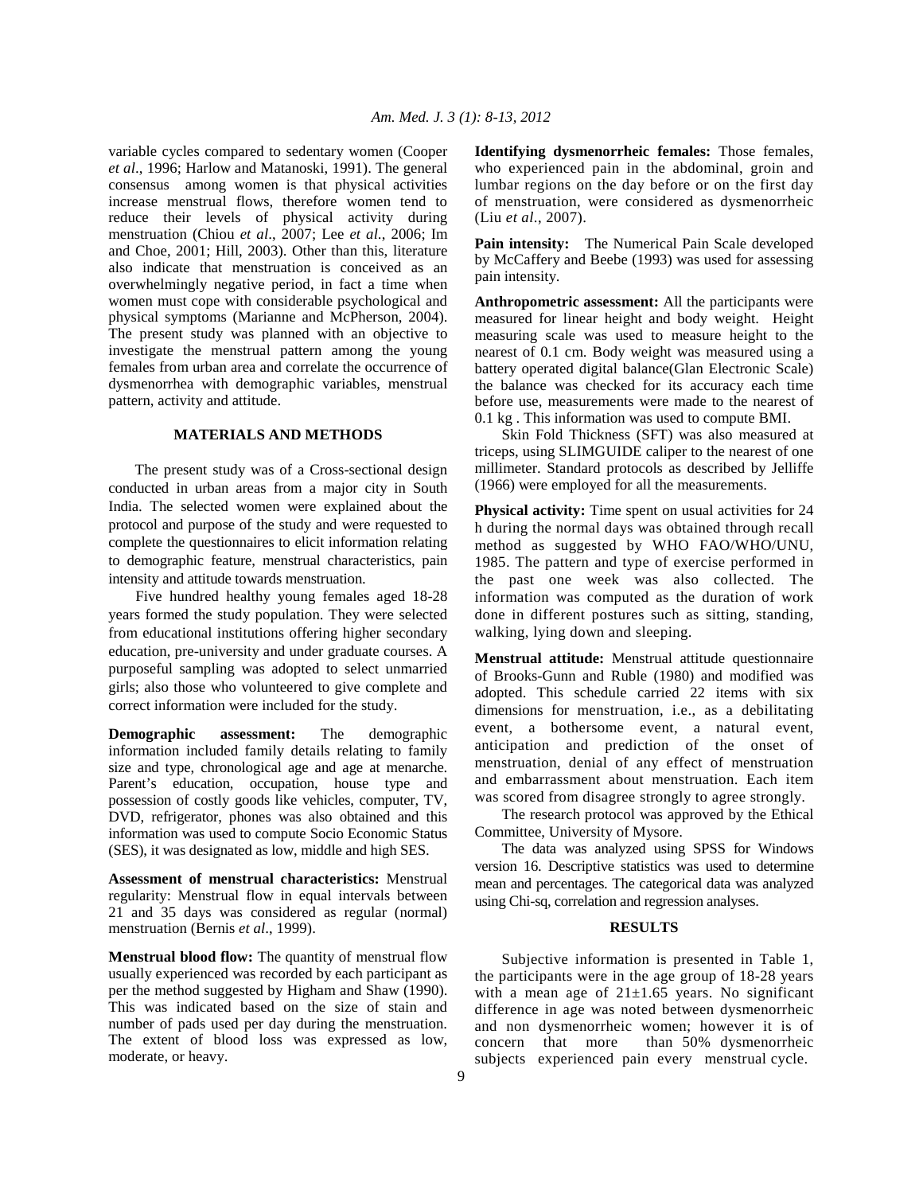variable cycles compared to sedentary women (Cooper *et al*., 1996; Harlow and Matanoski, 1991). The general consensus among women is that physical activities increase menstrual flows, therefore women tend to reduce their levels of physical activity during menstruation (Chiou *et al*., 2007; Lee *et al*., 2006; Im and Choe, 2001; Hill, 2003). Other than this, literature also indicate that menstruation is conceived as an overwhelmingly negative period, in fact a time when women must cope with considerable psychological and physical symptoms (Marianne and McPherson, 2004). The present study was planned with an objective to investigate the menstrual pattern among the young females from urban area and correlate the occurrence of dysmenorrhea with demographic variables, menstrual pattern, activity and attitude.

## MATERIALS AND METHODS

The present study was of a Cross-sectional design conducted in urban areas from a major city in South India. The selected women were explained about the protocol and purpose of the study and were requested to complete the questionnaires to elicit information relating to demographic feature, menstrual characteristics, pain intensity and attitude towards menstruation.

Five hundred healthy young females aged 18-28 years formed the study population. They were selected from educational institutions offering higher secondary education, pre-university and under graduate courses. A purposeful sampling was adopted to select unmarried girls; also those who volunteered to give complete and correct information were included for the study.

**Demographic assessment:** The demographic information included family details relating to family size and type, chronological age and age at menarche. Parent's education, occupation, house type and possession of costly goods like vehicles, computer, TV, DVD, refrigerator, phones was also obtained and this information was used to compute Socio Economic Status (SES), it was designated as low, middle and high SES.

**Assessment of menstrual characteristics:** Menstrual regularity: Menstrual flow in equal intervals between 21 and 35 days was considered as regular (normal) menstruation (Bernis *et al*., 1999).

**Menstrual blood flow:** The quantity of menstrual flow usually experienced was recorded by each participant as per the method suggested by Higham and Shaw (1990). This was indicated based on the size of stain and number of pads used per day during the menstruation. The extent of blood loss was expressed as low, moderate, or heavy.

**Identifying dysmenorrheic females:** Those females, who experienced pain in the abdominal, groin and lumbar regions on the day before or on the first day of menstruation, were considered as dysmenorrheic (Liu *et al*., 2007).

**Pain intensity:** The Numerical Pain Scale developed by McCaffery and Beebe (1993) was used for assessing pain intensity.

**Anthropometric assessment:** All the participants were measured for linear height and body weight. Height measuring scale was used to measure height to the nearest of 0.1 cm. Body weight was measured using a battery operated digital balance(Glan Electronic Scale) the balance was checked for its accuracy each time before use, measurements were made to the nearest of 0.1 kg . This information was used to compute BMI.

Skin Fold Thickness (SFT) was also measured at triceps, using SLIMGUIDE caliper to the nearest of one millimeter. Standard protocols as described by Jelliffe (1966) were employed for all the measurements.

**Physical activity:** Time spent on usual activities for 24 h during the normal days was obtained through recall method as suggested by WHO FAO/WHO/UNU, 1985. The pattern and type of exercise performed in the past one week was also collected. The information was computed as the duration of work done in different postures such as sitting, standing, walking, lying down and sleeping.

**Menstrual attitude:** Menstrual attitude questionnaire of Brooks-Gunn and Ruble (1980) and modified was adopted. This schedule carried 22 items with six dimensions for menstruation, i.e., as a debilitating event, a bothersome event, a natural event, anticipation and prediction of the onset of menstruation, denial of any effect of menstruation and embarrassment about menstruation. Each item was scored from disagree strongly to agree strongly.

The research protocol was approved by the Ethical Committee, University of Mysore.

The data was analyzed using SPSS for Windows version 16. Descriptive statistics was used to determine mean and percentages. The categorical data was analyzed using Chi-sq, correlation and regression analyses.

## RESULTS

Subjective information is presented in Table 1, the participants were in the age group of 18-28 years with a mean age of 21±1.65 years. No significant difference in age was noted between dysmenorrheic and non dysmenorrheic women; however it is of concern that more than 50% dysmenorrheic subjects experienced pain every menstrual cycle.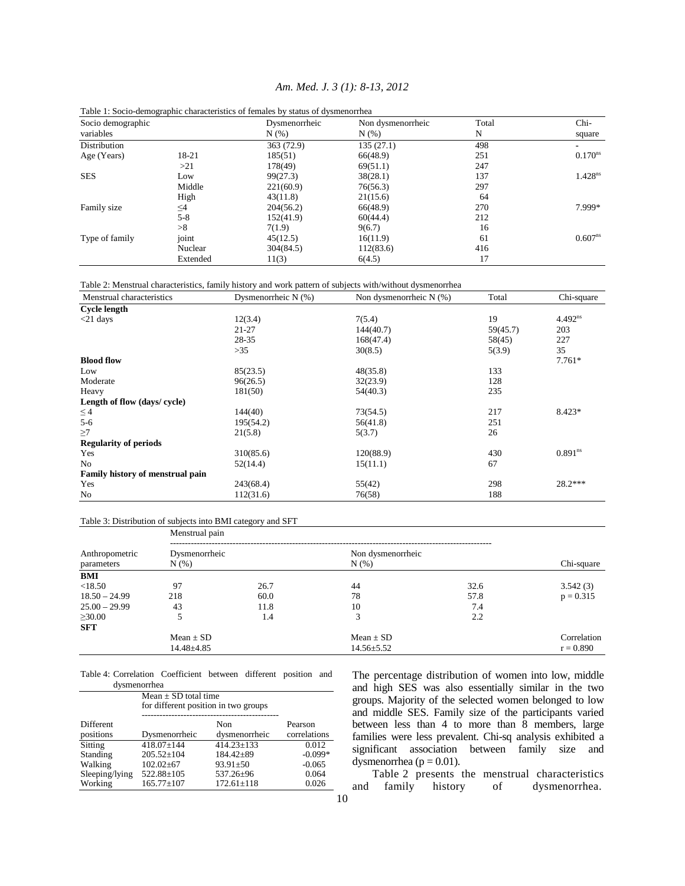Table 1: Socio-demographic characteristics of females by status of dysmenorrhea

| Socio demographic variables | | Dysmenorrheic N (%) | Non dysmenorrheic N (%) | Total N | Chi-square |
|---|---|---|---|---|---|
| Distribution | | 363 (72.9) | 135 (27.1) | 498 | - |
| Age (Years) | 18-21 | 185(51) | 66(48.9) | 251 | $0.170^{ns}$ |
| | >21 | 178(49) | 69(51.1) | 247 | |
| SES | Low | 99(27.3) | 38(28.1) | 137 | $1.428^{ns}$ |
| | Middle | 221(60.9) | 76(56.3) | 297 | |
| | High | 43(11.8) | 21(15.6) | 64 | |
| Family size | ≤4 | 204(56.2) | 66(48.9) | 270 | 7.999* |
| | 5-8 | 152(41.9) | 60(44.4) | 212 | |
| | >8 | 7(1.9) | 9(6.7) | 16 | |
| Type of family | joint | 45(12.5) | 16(11.9) | 61 | $0.607^{ns}$ |
| | Nuclear | 304(84.5) | 112(83.6) | 416 | |
| | Extended | 11(3) | 6(4.5) | 17 | |

Table 2: Menstrual characteristics, family history and work pattern of subjects with/without dysmenorrhea

| Menstrual characteristics | Dysmenorrheic N (%) | Non dysmenorrheic N (%) | Total | Chi-square |
|---|---|---|---|---|
| **Cycle length** | | | | |
| <21 days | 12(3.4) | 7(5.4) | 19 | $4.492^{ns}$ |
| | 21-27 | 144(40.7) | 59(45.7) | 203 |
| | 28-35 | 168(47.4) | 58(45) | 227 |
| | >35 | 30(8.5) | 5(3.9) | 35 |
| **Blood flow** | | | | 7.761* |
| Low | 85(23.5) | 48(35.8) | 133 | |
| Moderate | 96(26.5) | 32(23.9) | 128 | |
| Heavy | 181(50) | 54(40.3) | 235 | |
| **Length of flow (days/ cycle)** | | | | |
| ≤ 4 | 144(40) | 73(54.5) | 217 | 8.423* |
| 5-6 | 195(54.2) | 56(41.8) | 251 | |
| ≥7 | 21(5.8) | 5(3.7) | 26 | |
| **Regularity of periods** | | | | |
| Yes | 310(85.6) | 120(88.9) | 430 | $0.891^{ns}$ |
| No | 52(14.4) | 15(11.1) | 67 | |
| **Family history of menstrual pain** | | | | |
| Yes | 243(68.4) | 55(42) | 298 | 28.2*** |
| No | 112(31.6) | 76(58) | 188 | |

Table 3: Distribution of subjects into BMI category and SFT

| Anthropometric parameters | Menstrual pain | | | | |
|---|---|---|---|---|---|
| | Dysmenorrheic N (%) | | Non dysmenorrheic N (%) | | Chi-square |
| **BMI** | | | | | |
| <18.50 | 97 | 26.7 | 44 | 32.6 | 3.542 (3) |
| 18.50 – 24.99 | 218 | 60.0 | 78 | 57.8 | p = 0.315 |
| 25.00 – 29.99 | 43 | 11.8 | 10 | 7.4 | |
| ≥30.00 | 5 | 1.4 | 3 | 2.2 | |
| **SFT** | | | | | |
| | Mean ± SD | | Mean ± SD | | Correlation |
| | 14.48±4.85 | | 14.56±5.52 | | r = 0.890 |

Table 4: Correlation Coefficient between different position and dysmenorrhea

| Different positions | Mean ± SD total time for different position in two groups | | Pearson correlations |
|---|---|---|---|
| | Dysmenorrheic | Non dysmenorrheic | |
| Sitting | 418.07±144 | 414.23±133 | 0.012 |
| Standing | 205.52±104 | 184.42±89 | -0.099* |
| Walking | 102.02±67 | 93.91±50 | -0.065 |
| Sleeping/lying | 522.88±105 | 537.26±96 | 0.064 |
| Working | 165.77±107 | 172.61±118 | 0.026 |

The percentage distribution of women into low, middle and high SES was also essentially similar in the two groups. Majority of the selected women belonged to low and middle SES. Family size of the participants varied between less than 4 to more than 8 members, large families were less prevalent. Chi-sq analysis exhibited a significant association between family size and dysmenorrhea ($p = 0.01$).

Table 2 presents the menstrual characteristics and family history of dysmenorrhea.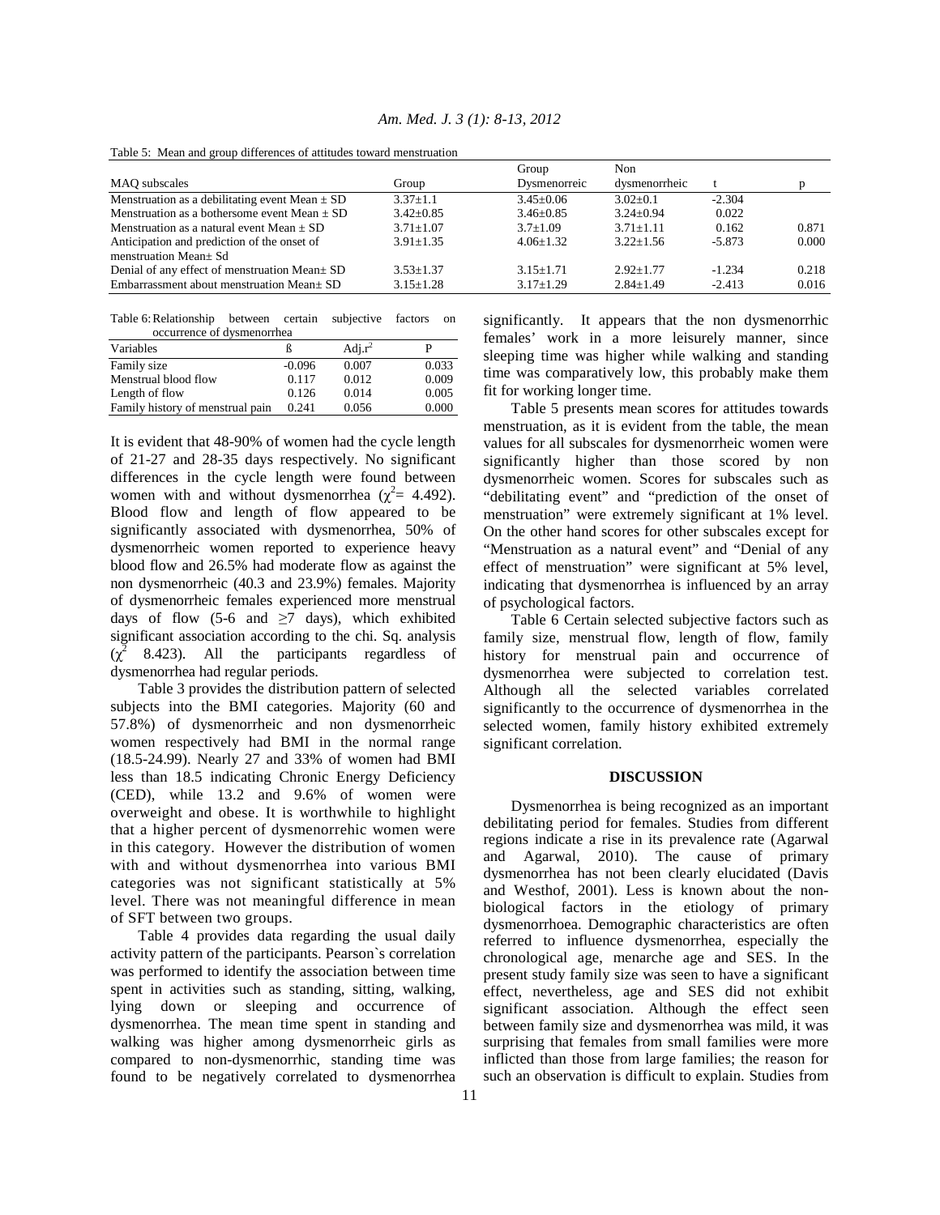Table 5: Mean and group differences of attitudes toward menstruation

| MAQ subscales | Group | Group Dysmenorreic | Non dysmenorrheic | t | p |
|---|---|---|---|---|---|
| Menstruation as a debilitating event Mean ± SD | 3.37±1.1 | 3.45±0.06 | 3.02±0.1 | -2.304 | |
| Menstruation as a bothersome event Mean ± SD | 3.42±0.85 | 3.46±0.85 | 3.24±0.94 | 0.022 | |
| Menstruation as a natural event Mean ± SD | 3.71±1.07 | 3.7±1.09 | 3.71±1.11 | 0.162 | 0.871 |
| Anticipation and prediction of the onset of menstruation Mean± Sd | 3.91±1.35 | 4.06±1.32 | 3.22±1.56 | -5.873 | 0.000 |
| Denial of any effect of menstruation Mean± SD | 3.53±1.37 | 3.15±1.71 | 2.92±1.77 | -1.234 | 0.218 |
| Embarrassment about menstruation Mean± SD | 3.15±1.28 | 3.17±1.29 | 2.84±1.49 | -2.413 | 0.016 |

Table 6: Relationship between certain subjective factors on occurrence of dysmenorrhea

| Variables | ß | Adj.$r^2$ | P |
|---|---|---|---|
| Family size | -0.096 | 0.007 | 0.033 |
| Menstrual blood flow | 0.117 | 0.012 | 0.009 |
| Length of flow | 0.126 | 0.014 | 0.005 |
| Family history of menstrual pain | 0.241 | 0.056 | 0.000 |

It is evident that 48-90% of women had the cycle length of 21-27 and 28-35 days respectively. No significant differences in the cycle length were found between women with and without dysmenorrhea ($\chi^2$= 4.492). Blood flow and length of flow appeared to be significantly associated with dysmenorrhea, 50% of dysmenorrheic women reported to experience heavy blood flow and 26.5% had moderate flow as against the non dysmenorrheic (40.3 and 23.9%) females. Majority of dysmenorrheic females experienced more menstrual days of flow (5-6 and ≥7 days), which exhibited significant association according to the chi. Sq. analysis ($\chi^2$ 8.423). All the participants regardless of dysmenorrhea had regular periods.

Table 3 provides the distribution pattern of selected subjects into the BMI categories. Majority (60 and 57.8%) of dysmenorrheic and non dysmenorrheic women respectively had BMI in the normal range (18.5-24.99). Nearly 27 and 33% of women had BMI less than 18.5 indicating Chronic Energy Deficiency (CED), while 13.2 and 9.6% of women were overweight and obese. It is worthwhile to highlight that a higher percent of dysmenorrehic women were in this category. However the distribution of women with and without dysmenorrhea into various BMI categories was not significant statistically at 5% level. There was not meaningful difference in mean of SFT between two groups.

Table 4 provides data regarding the usual daily activity pattern of the participants. Pearson`s correlation was performed to identify the association between time spent in activities such as standing, sitting, walking, lying down or sleeping and occurrence of dysmenorrhea. The mean time spent in standing and walking was higher among dysmenorrheic girls as compared to non-dysmenorrhic, standing time was found to be negatively correlated to dysmenorrhea significantly. It appears that the non dysmenorrhic females' work in a more leisurely manner, since sleeping time was higher while walking and standing time was comparatively low, this probably make them fit for working longer time.

Table 5 presents mean scores for attitudes towards menstruation, as it is evident from the table, the mean values for all subscales for dysmenorrheic women were significantly higher than those scored by non dysmenorrheic women. Scores for subscales such as "debilitating event" and "prediction of the onset of menstruation" were extremely significant at 1% level. On the other hand scores for other subscales except for "Menstruation as a natural event" and "Denial of any effect of menstruation" were significant at 5% level, indicating that dysmenorrhea is influenced by an array of psychological factors.

Table 6 Certain selected subjective factors such as family size, menstrual flow, length of flow, family history for menstrual pain and occurrence of dysmenorrhea were subjected to correlation test. Although all the selected variables correlated significantly to the occurrence of dysmenorrhea in the selected women, family history exhibited extremely significant correlation.

## DISCUSSION

Dysmenorrhea is being recognized as an important debilitating period for females. Studies from different regions indicate a rise in its prevalence rate (Agarwal and Agarwal, 2010). The cause of primary dysmenorrhea has not been clearly elucidated (Davis and Westhof, 2001). Less is known about the non-biological factors in the etiology of primary dysmenorrhoea. Demographic characteristics are often referred to influence dysmenorrhea, especially the chronological age, menarche age and SES. In the present study family size was seen to have a significant effect, nevertheless, age and SES did not exhibit significant association. Although the effect seen between family size and dysmenorrhea was mild, it was surprising that females from small families were more inflicted than those from large families; the reason for such an observation is difficult to explain. Studies from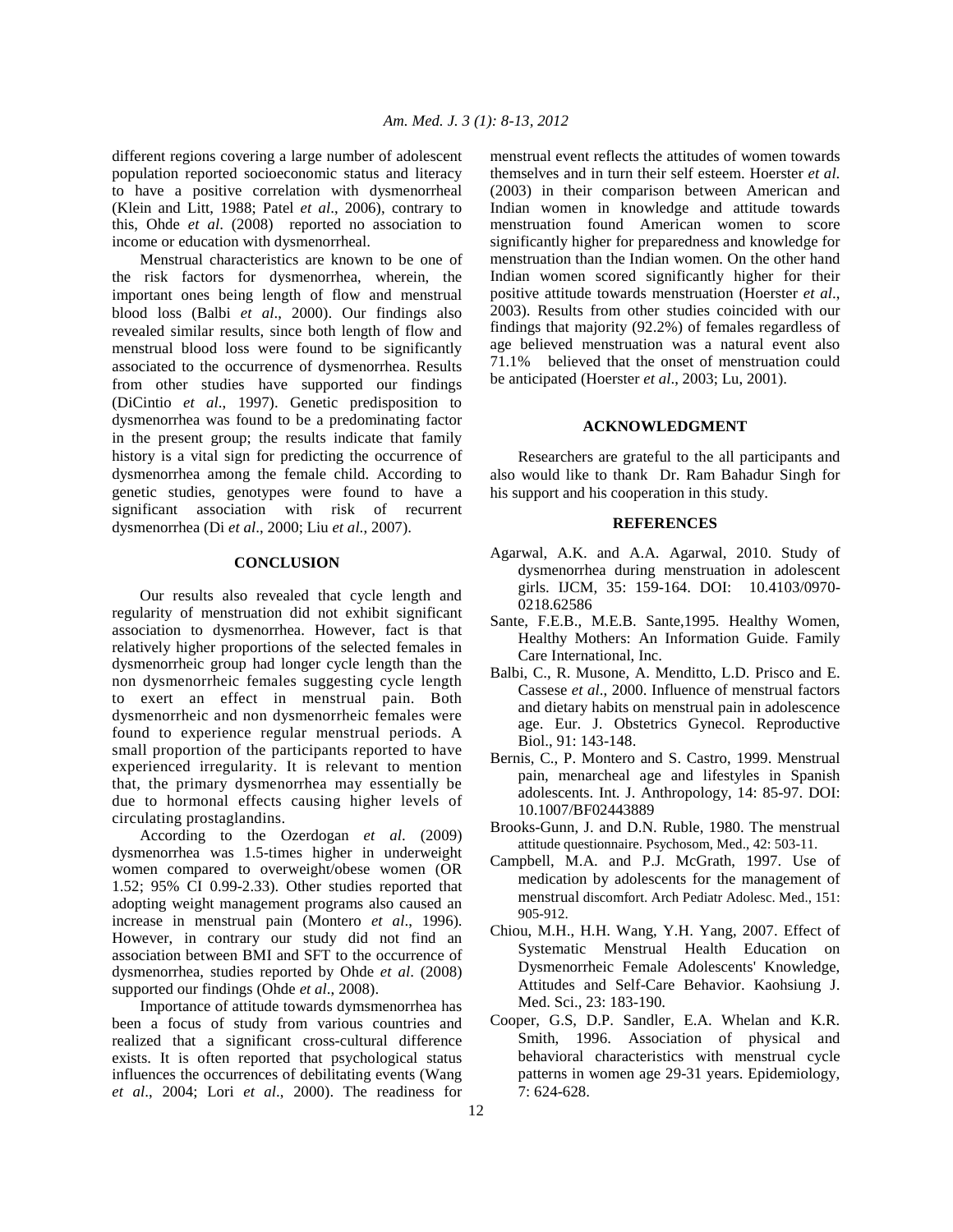different regions covering a large number of adolescent population reported socioeconomic status and literacy to have a positive correlation with dysmenorrheal (Klein and Litt, 1988; Patel *et al*., 2006), contrary to this, Ohde *et al*. (2008) reported no association to income or education with dysmenorrheal.

Menstrual characteristics are known to be one of the risk factors for dysmenorrhea, wherein, the important ones being length of flow and menstrual blood loss (Balbi *et al*., 2000). Our findings also revealed similar results, since both length of flow and menstrual blood loss were found to be significantly associated to the occurrence of dysmenorrhea. Results from other studies have supported our findings (DiCintio *et al*., 1997). Genetic predisposition to dysmenorrhea was found to be a predominating factor in the present group; the results indicate that family history is a vital sign for predicting the occurrence of dysmenorrhea among the female child. According to genetic studies, genotypes were found to have a significant association with risk of recurrent dysmenorrhea (Di *et al*., 2000; Liu *et al*., 2007).

## CONCLUSION

Our results also revealed that cycle length and regularity of menstruation did not exhibit significant association to dysmenorrhea. However, fact is that relatively higher proportions of the selected females in dysmenorrheic group had longer cycle length than the non dysmenorrheic females suggesting cycle length to exert an effect in menstrual pain. Both dysmenorrheic and non dysmenorrheic females were found to experience regular menstrual periods. A small proportion of the participants reported to have experienced irregularity. It is relevant to mention that, the primary dysmenorrhea may essentially be due to hormonal effects causing higher levels of circulating prostaglandins.

According to the Ozerdogan *et al*. (2009) dysmenorrhea was 1.5-times higher in underweight women compared to overweight/obese women (OR 1.52; 95% CI 0.99-2.33). Other studies reported that adopting weight management programs also caused an increase in menstrual pain (Montero *et al*., 1996). However, in contrary our study did not find an association between BMI and SFT to the occurrence of dysmenorrhea, studies reported by Ohde *et al*. (2008) supported our findings (Ohde *et al*., 2008).

Importance of attitude towards dymsmenorrhea has been a focus of study from various countries and realized that a significant cross-cultural difference exists. It is often reported that psychological status influences the occurrences of debilitating events (Wang *et al*., 2004; Lori *et al*., 2000). The readiness for menstrual event reflects the attitudes of women towards themselves and in turn their self esteem. Hoerster *et al*. (2003) in their comparison between American and Indian women in knowledge and attitude towards menstruation found American women to score significantly higher for preparedness and knowledge for menstruation than the Indian women. On the other hand Indian women scored significantly higher for their positive attitude towards menstruation (Hoerster *et al*., 2003). Results from other studies coincided with our findings that majority (92.2%) of females regardless of age believed menstruation was a natural event also 71.1% believed that the onset of menstruation could be anticipated (Hoerster *et al*., 2003; Lu, 2001).

## ACKNOWLEDGMENT

Researchers are grateful to the all participants and also would like to thank Dr. Ram Bahadur Singh for his support and his cooperation in this study.

## REFERENCES

Agarwal, A.K. and A.A. Agarwal, 2010. Study of dysmenorrhea during menstruation in adolescent girls. IJCM, 35: 159-164. DOI: 10.4103/0970-0218.62586

Sante, F.E.B., M.E.B. Sante,1995. Healthy Women, Healthy Mothers: An Information Guide. Family Care International, Inc.

Balbi, C., R. Musone, A. Menditto, L.D. Prisco and E. Cassese *et al*., 2000. Influence of menstrual factors and dietary habits on menstrual pain in adolescence age. Eur. J. Obstetrics Gynecol. Reproductive Biol., 91: 143-148.

Bernis, C., P. Montero and S. Castro, 1999. Menstrual pain, menarcheal age and lifestyles in Spanish adolescents. Int. J. Anthropology, 14: 85-97. DOI: 10.1007/BF02443889

Brooks-Gunn, J. and D.N. Ruble, 1980. The menstrual attitude questionnaire. Psychosom, Med., 42: 503-11.

Campbell, M.A. and P.J. McGrath, 1997. Use of medication by adolescents for the management of menstrual discomfort. Arch Pediatr Adolesc. Med., 151: 905-912.

Chiou, M.H., H.H. Wang, Y.H. Yang, 2007. Effect of Systematic Menstrual Health Education on Dysmenorrheic Female Adolescents' Knowledge, Attitudes and Self-Care Behavior. Kaohsiung J. Med. Sci., 23: 183-190.

Cooper, G.S, D.P. Sandler, E.A. Whelan and K.R. Smith, 1996. Association of physical and behavioral characteristics with menstrual cycle patterns in women age 29-31 years. Epidemiology, 7: 624-628.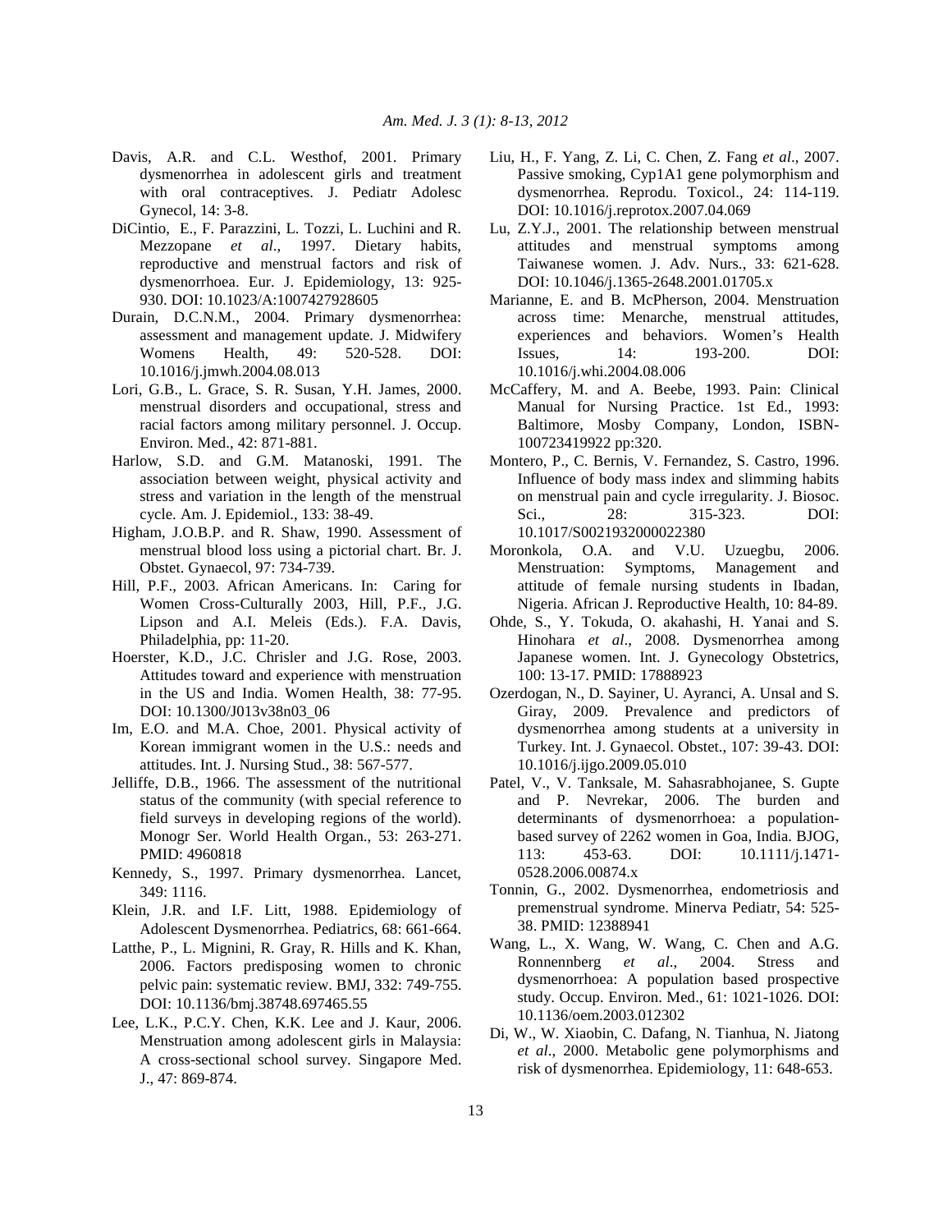Davis, A.R. and C.L. Westhof, 2001. Primary dysmenorrhea in adolescent girls and treatment with oral contraceptives. J. Pediatr Adolesc Gynecol, 14: 3-8.

DiCintio, E., F. Parazzini, L. Tozzi, L. Luchini and R. Mezzopane *et al*., 1997. Dietary habits, reproductive and menstrual factors and risk of dysmenorrhoea. Eur. J. Epidemiology, 13: 925-930. DOI: 10.1023/A:1007427928605

Durain, D.C.N.M., 2004. Primary dysmenorrhea: assessment and management update. J. Midwifery Womens Health, 49: 520-528. DOI: 10.1016/j.jmwh.2004.08.013

Lori, G.B., L. Grace, S. R. Susan, Y.H. James, 2000. menstrual disorders and occupational, stress and racial factors among military personnel. J. Occup. Environ. Med., 42: 871-881.

Harlow, S.D. and G.M. Matanoski, 1991. The association between weight, physical activity and stress and variation in the length of the menstrual cycle. Am. J. Epidemiol., 133: 38-49.

Higham, J.O.B.P. and R. Shaw, 1990. Assessment of menstrual blood loss using a pictorial chart. Br. J. Obstet. Gynaecol, 97: 734-739.

Hill, P.F., 2003. African Americans. In: Caring for Women Cross-Culturally 2003, Hill, P.F., J.G. Lipson and A.I. Meleis (Eds.). F.A. Davis, Philadelphia, pp: 11-20.

Hoerster, K.D., J.C. Chrisler and J.G. Rose, 2003. Attitudes toward and experience with menstruation in the US and India. Women Health, 38: 77-95. DOI: 10.1300/J013v38n03_06

Im, E.O. and M.A. Choe, 2001. Physical activity of Korean immigrant women in the U.S.: needs and attitudes. Int. J. Nursing Stud., 38: 567-577.

Jelliffe, D.B., 1966. The assessment of the nutritional status of the community (with special reference to field surveys in developing regions of the world). Monogr Ser. World Health Organ., 53: 263-271. PMID: 4960818

Kennedy, S., 1997. Primary dysmenorrhea. Lancet, 349: 1116.

Klein, J.R. and I.F. Litt, 1988. Epidemiology of Adolescent Dysmenorrhea. Pediatrics, 68: 661-664.

Latthe, P., L. Mignini, R. Gray, R. Hills and K. Khan, 2006. Factors predisposing women to chronic pelvic pain: systematic review. BMJ, 332: 749-755. DOI: 10.1136/bmj.38748.697465.55

Lee, L.K., P.C.Y. Chen, K.K. Lee and J. Kaur, 2006. Menstruation among adolescent girls in Malaysia: A cross-sectional school survey. Singapore Med. J., 47: 869-874.

Liu, H., F. Yang, Z. Li, C. Chen, Z. Fang *et al*., 2007. Passive smoking, Cyp1A1 gene polymorphism and dysmenorrhea. Reprodu. Toxicol., 24: 114-119. DOI: 10.1016/j.reprotox.2007.04.069

Lu, Z.Y.J., 2001. The relationship between menstrual attitudes and menstrual symptoms among Taiwanese women. J. Adv. Nurs., 33: 621-628. DOI: 10.1046/j.1365-2648.2001.01705.x

Marianne, E. and B. McPherson, 2004. Menstruation across time: Menarche, menstrual attitudes, experiences and behaviors. Women's Health Issues, 14: 193-200. DOI: 10.1016/j.whi.2004.08.006

McCaffery, M. and A. Beebe, 1993. Pain: Clinical Manual for Nursing Practice. 1st Ed., 1993: Baltimore, Mosby Company, London, ISBN-100723419922 pp:320.

Montero, P., C. Bernis, V. Fernandez, S. Castro, 1996. Influence of body mass index and slimming habits on menstrual pain and cycle irregularity. J. Biosoc. Sci., 28: 315-323. DOI: 10.1017/S0021932000022380

Moronkola, O.A. and V.U. Uzuegbu, 2006. Menstruation: Symptoms, Management and attitude of female nursing students in Ibadan, Nigeria. African J. Reproductive Health, 10: 84-89.

Ohde, S., Y. Tokuda, O. akahashi, H. Yanai and S. Hinohara *et al*., 2008. Dysmenorrhea among Japanese women. Int. J. Gynecology Obstetrics, 100: 13-17. PMID: 17888923

Ozerdogan, N., D. Sayiner, U. Ayranci, A. Unsal and S. Giray, 2009. Prevalence and predictors of dysmenorrhea among students at a university in Turkey. Int. J. Gynaecol. Obstet., 107: 39-43. DOI: 10.1016/j.ijgo.2009.05.010

Patel, V., V. Tanksale, M. Sahasrabhojanee, S. Gupte and P. Nevrekar, 2006. The burden and determinants of dysmenorrhoea: a population-based survey of 2262 women in Goa, India. BJOG, 113: 453-63. DOI: 10.1111/j.1471-0528.2006.00874.x

Tonnin, G., 2002. Dysmenorrhea, endometriosis and premenstrual syndrome. Minerva Pediatr, 54: 525-38. PMID: 12388941

Wang, L., X. Wang, W. Wang, C. Chen and A.G. Ronnennberg *et al*., 2004. Stress and dysmenorrhoea: A population based prospective study. Occup. Environ. Med., 61: 1021-1026. DOI: 10.1136/oem.2003.012302

Di, W., W. Xiaobin, C. Dafang, N. Tianhua, N. Jiatong *et al*., 2000. Metabolic gene polymorphisms and risk of dysmenorrhea. Epidemiology, 11: 648-653.